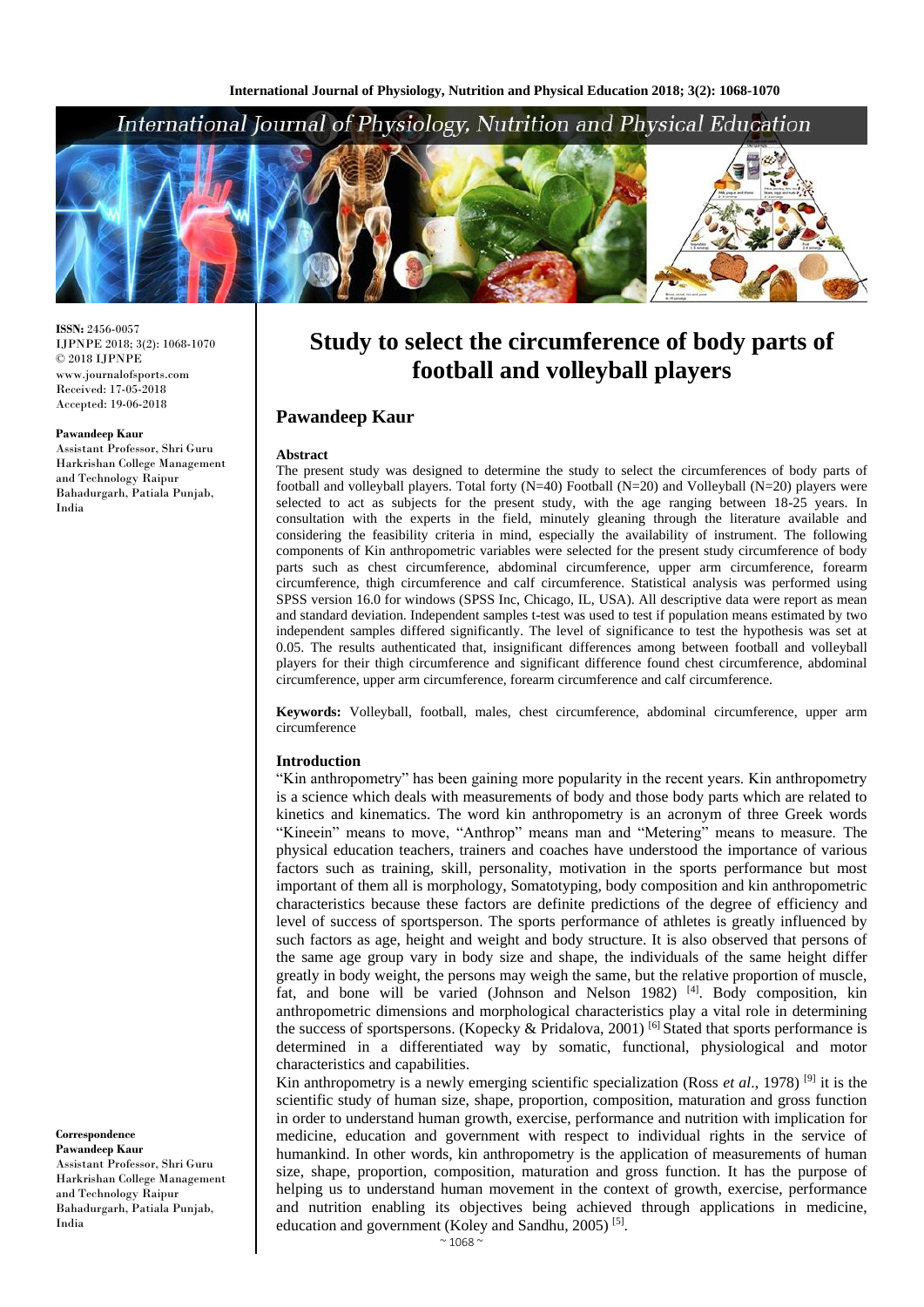**ISSN:** 2456-0057
IJPNPE 2018; 3(2): 1068-1070
© 2018 IJPNPE
www.journalofsports.com
Received: 17-05-2018
Accepted: 19-06-2018

**Pawandeep Kaur**
Assistant Professor, Shri Guru Harkrishan College Management and Technology Raipur Bahadurgarh, Patiala Punjab, India

**Correspondence**
**Pawandeep Kaur**
Assistant Professor, Shri Guru Harkrishan College Management and Technology Raipur Bahadurgarh, Patiala Punjab, India

# Study to select the circumference of body parts of football and volleyball players

## Pawandeep Kaur

### Abstract

The present study was designed to determine the study to select the circumferences of body parts of football and volleyball players. Total forty (N=40) Football (N=20) and Volleyball (N=20) players were selected to act as subjects for the present study, with the age ranging between 18-25 years. In consultation with the experts in the field, minutely gleaning through the literature available and considering the feasibility criteria in mind, especially the availability of instrument. The following components of Kin anthropometric variables were selected for the present study circumference of body parts such as chest circumference, abdominal circumference, upper arm circumference, forearm circumference, thigh circumference and calf circumference. Statistical analysis was performed using SPSS version 16.0 for windows (SPSS Inc, Chicago, IL, USA). All descriptive data were report as mean and standard deviation. Independent samples t-test was used to test if population means estimated by two independent samples differed significantly. The level of significance to test the hypothesis was set at 0.05. The results authenticated that, insignificant differences among between football and volleyball players for their thigh circumference and significant difference found chest circumference, abdominal circumference, upper arm circumference, forearm circumference and calf circumference.

**Keywords:** Volleyball, football, males, chest circumference, abdominal circumference, upper arm circumference

### Introduction

"Kin anthropometry" has been gaining more popularity in the recent years. Kin anthropometry is a science which deals with measurements of body and those body parts which are related to kinetics and kinematics. The word kin anthropometry is an acronym of three Greek words "Kineein" means to move, "Anthrop" means man and "Metering" means to measure. The physical education teachers, trainers and coaches have understood the importance of various factors such as training, skill, personality, motivation in the sports performance but most important of them all is morphology, Somatotyping, body composition and kin anthropometric characteristics because these factors are definite predictions of the degree of efficiency and level of success of sportsperson. The sports performance of athletes is greatly influenced by such factors as age, height and weight and body structure. It is also observed that persons of the same age group vary in body size and shape, the individuals of the same height differ greatly in body weight, the persons may weigh the same, but the relative proportion of muscle, fat, and bone will be varied (Johnson and Nelson 1982) [4]. Body composition, kin anthropometric dimensions and morphological characteristics play a vital role in determining the success of sportspersons. (Kopecky & Pridalova, 2001) [6] Stated that sports performance is determined in a differentiated way by somatic, functional, physiological and motor characteristics and capabilities.

Kin anthropometry is a newly emerging scientific specialization (Ross *et al*., 1978) [9] it is the scientific study of human size, shape, proportion, composition, maturation and gross function in order to understand human growth, exercise, performance and nutrition with implication for medicine, education and government with respect to individual rights in the service of humankind. In other words, kin anthropometry is the application of measurements of human size, shape, proportion, composition, maturation and gross function. It has the purpose of helping us to understand human movement in the context of growth, exercise, performance and nutrition enabling its objectives being achieved through applications in medicine, education and government (Koley and Sandhu, 2005) [5].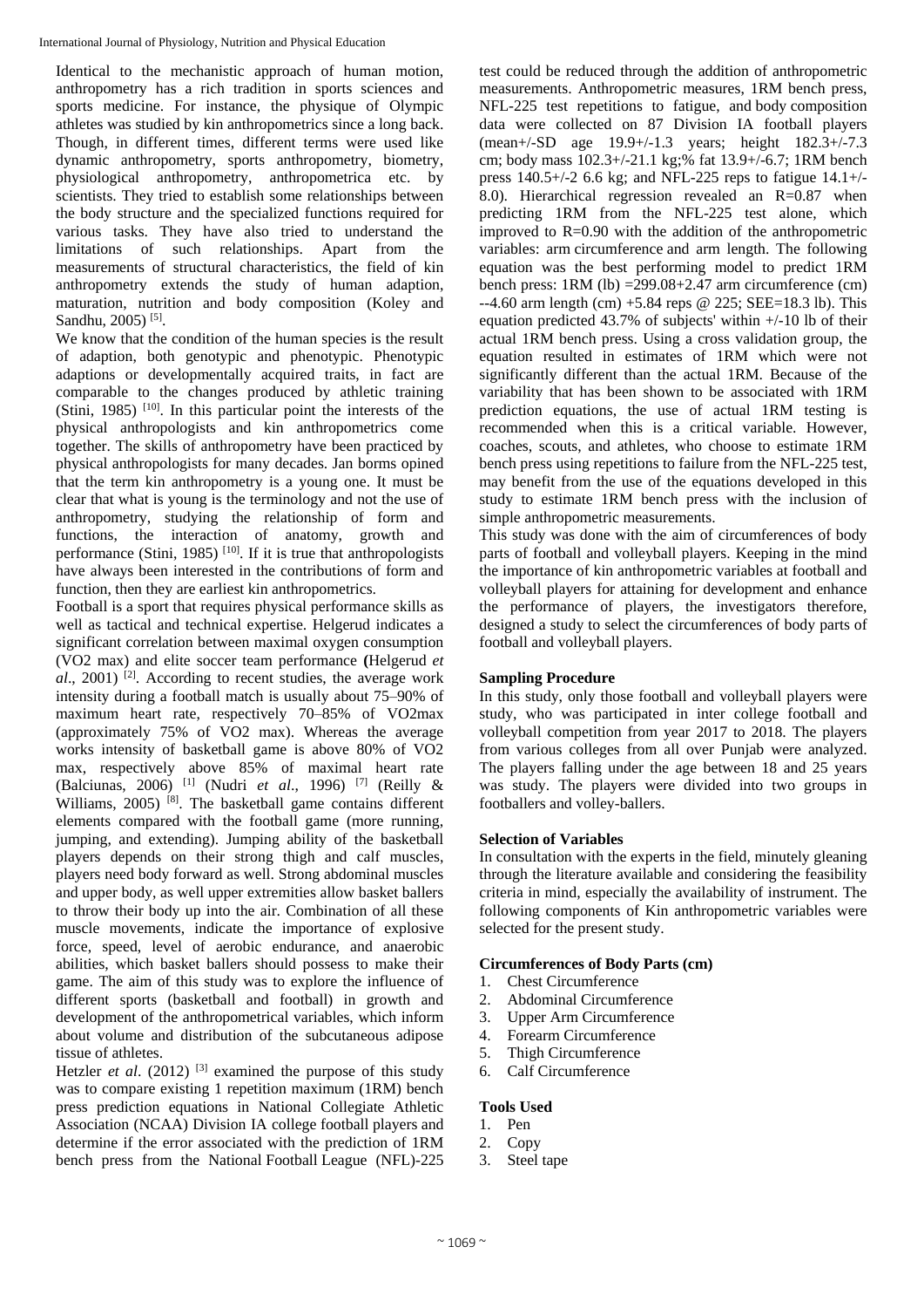Identical to the mechanistic approach of human motion, anthropometry has a rich tradition in sports sciences and sports medicine. For instance, the physique of Olympic athletes was studied by kin anthropometrics since a long back. Though, in different times, different terms were used like dynamic anthropometry, sports anthropometry, biometry, physiological anthropometry, anthropometrica etc. by scientists. They tried to establish some relationships between the body structure and the specialized functions required for various tasks. They have also tried to understand the limitations of such relationships. Apart from the measurements of structural characteristics, the field of kin anthropometry extends the study of human adaption, maturation, nutrition and body composition (Koley and Sandhu, 2005) [5].

We know that the condition of the human species is the result of adaption, both genotypic and phenotypic. Phenotypic adaptions or developmentally acquired traits, in fact are comparable to the changes produced by athletic training (Stini, 1985) [10]. In this particular point the interests of the physical anthropologists and kin anthropometrics come together. The skills of anthropometry have been practiced by physical anthropologists for many decades. Jan borms opined that the term kin anthropometry is a young one. It must be clear that what is young is the terminology and not the use of anthropometry, studying the relationship of form and functions, the interaction of anatomy, growth and performance (Stini, 1985) [10]. If it is true that anthropologists have always been interested in the contributions of form and function, then they are earliest kin anthropometrics.

Football is a sport that requires physical performance skills as well as tactical and technical expertise. Helgerud indicates a significant correlation between maximal oxygen consumption (VO2 max) and elite soccer team performance **(**Helgerud *et al*., 2001) [2]. According to recent studies, the average work intensity during a football match is usually about 75–90% of maximum heart rate, respectively 70–85% of VO2max (approximately 75% of VO2 max). Whereas the average works intensity of basketball game is above 80% of VO2 max, respectively above 85% of maximal heart rate (Balciunas, 2006) [1] (Nudri *et al*., 1996) [7] (Reilly & Williams, 2005) [8]. The basketball game contains different elements compared with the football game (more running, jumping, and extending). Jumping ability of the basketball players depends on their strong thigh and calf muscles, players need body forward as well. Strong abdominal muscles and upper body, as well upper extremities allow basket ballers to throw their body up into the air. Combination of all these muscle movements, indicate the importance of explosive force, speed, level of aerobic endurance, and anaerobic abilities, which basket ballers should possess to make their game. The aim of this study was to explore the influence of different sports (basketball and football) in growth and development of the anthropometrical variables, which inform about volume and distribution of the subcutaneous adipose tissue of athletes.

Hetzler *et al*. (2012) [3] examined the purpose of this study was to compare existing 1 repetition maximum (1RM) bench press prediction equations in National Collegiate Athletic Association (NCAA) Division IA college football players and determine if the error associated with the prediction of 1RM bench press from the National Football League (NFL)-225 test could be reduced through the addition of anthropometric measurements. Anthropometric measures, 1RM bench press, NFL-225 test repetitions to fatigue, and body composition data were collected on 87 Division IA football players (mean+/-SD age 19.9+/-1.3 years; height 182.3+/-7.3 cm; body mass 102.3+/-21.1 kg;% fat 13.9+/-6.7; 1RM bench press 140.5+/-2 6.6 kg; and NFL-225 reps to fatigue 14.1+/-8.0). Hierarchical regression revealed an R=0.87 when predicting 1RM from the NFL-225 test alone, which improved to R=0.90 with the addition of the anthropometric variables: arm circumference and arm length. The following equation was the best performing model to predict 1RM bench press: 1RM (lb) =299.08+2.47 arm circumference (cm) --4.60 arm length (cm) +5.84 reps @ 225; SEE=18.3 lb). This equation predicted 43.7% of subjects' within +/-10 lb of their actual 1RM bench press. Using a cross validation group, the equation resulted in estimates of 1RM which were not significantly different than the actual 1RM. Because of the variability that has been shown to be associated with 1RM prediction equations, the use of actual 1RM testing is recommended when this is a critical variable. However, coaches, scouts, and athletes, who choose to estimate 1RM bench press using repetitions to failure from the NFL-225 test, may benefit from the use of the equations developed in this study to estimate 1RM bench press with the inclusion of simple anthropometric measurements.

This study was done with the aim of circumferences of body parts of football and volleyball players. Keeping in the mind the importance of kin anthropometric variables at football and volleyball players for attaining for development and enhance the performance of players, the investigators therefore, designed a study to select the circumferences of body parts of football and volleyball players.

### Sampling Procedure

In this study, only those football and volleyball players were study, who was participated in inter college football and volleyball competition from year 2017 to 2018. The players from various colleges from all over Punjab were analyzed. The players falling under the age between 18 and 25 years was study. The players were divided into two groups in footballers and volley-ballers.

### Selection of Variables

In consultation with the experts in the field, minutely gleaning through the literature available and considering the feasibility criteria in mind, especially the availability of instrument. The following components of Kin anthropometric variables were selected for the present study.

### Circumferences of Body Parts (cm)

1. Chest Circumference
2. Abdominal Circumference
3. Upper Arm Circumference
4. Forearm Circumference
5. Thigh Circumference
6. Calf Circumference

### Tools Used

1. Pen
2. Copy
3. Steel tape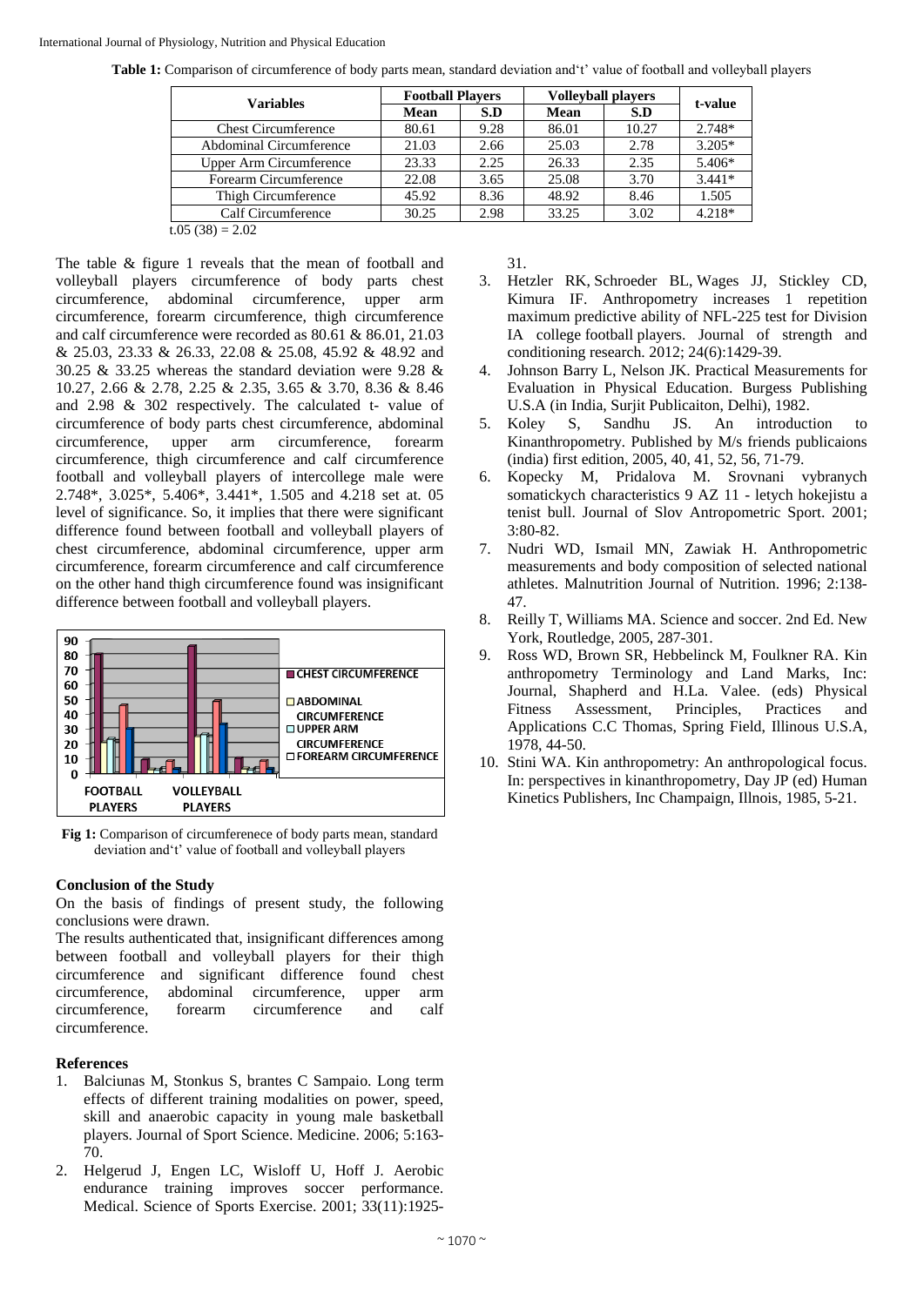**Table 1:** Comparison of circumference of body parts mean, standard deviation and't' value of football and volleyball players

| Variables | Football Players | | Volleyball players | | t-value |
|---|---|---|---|---|---|
| | Mean | S.D | Mean | S.D | |
| Chest Circumference | 80.61 | 9.28 | 86.01 | 10.27 | 2.748* |
| Abdominal Circumference | 21.03 | 2.66 | 25.03 | 2.78 | 3.205* |
| Upper Arm Circumference | 23.33 | 2.25 | 26.33 | 2.35 | 5.406* |
| Forearm Circumference | 22.08 | 3.65 | 25.08 | 3.70 | 3.441* |
| Thigh Circumference | 45.92 | 8.36 | 48.92 | 8.46 | 1.505 |
| Calf Circumference | 30.25 | 2.98 | 33.25 | 3.02 | 4.218* |

t.05 (38) = 2.02

The table & figure 1 reveals that the mean of football and volleyball players circumference of body parts chest circumference, abdominal circumference, upper arm circumference, forearm circumference, thigh circumference and calf circumference were recorded as 80.61 & 86.01, 21.03 & 25.03, 23.33 & 26.33, 22.08 & 25.08, 45.92 & 48.92 and 30.25 & 33.25 whereas the standard deviation were 9.28 & 10.27, 2.66 & 2.78, 2.25 & 2.35, 3.65 & 3.70, 8.36 & 8.46 and 2.98 & 302 respectively. The calculated t- value of circumference of body parts chest circumference, abdominal circumference, upper arm circumference, forearm circumference, thigh circumference and calf circumference football and volleyball players of intercollege male were 2.748*, 3.025*, 5.406*, 3.441*, 1.505 and 4.218 set at. 05 level of significance. So, it implies that there were significant difference found between football and volleyball players of chest circumference, abdominal circumference, upper arm circumference, forearm circumference and calf circumference on the other hand thigh circumference found was insignificant difference between football and volleyball players.

90
80
70
60
50
40
30
20
10
0

FOOTBALL PLAYERS
VOLLEYBALL PLAYERS

CHEST CIRCUMFERENCE
ABDOMINAL CIRCUMFERENCE
UPPER ARM CIRCUMFERENCE
FOREARM CIRCUMFERENCE

**Fig 1:** Comparison of circumferenece of body parts mean, standard deviation and't' value of football and volleyball players

## Conclusion of the Study

On the basis of findings of present study, the following conclusions were drawn.

The results authenticated that, insignificant differences among between football and volleyball players for their thigh circumference and significant difference found chest circumference, abdominal circumference, upper arm circumference, forearm circumference and calf circumference.

## References

1. Balciunas M, Stonkus S, brantes C Sampaio. Long term effects of different training modalities on power, speed, skill and anaerobic capacity in young male basketball players. Journal of Sport Science. Medicine. 2006; 5:163-70.
2. Helgerud J, Engen LC, Wisloff U, Hoff J. Aerobic endurance training improves soccer performance. Medical. Science of Sports Exercise. 2001; 33(11):1925-31.
3. Hetzler RK, Schroeder BL, Wages JJ, Stickley CD, Kimura IF. Anthropometry increases 1 repetition maximum predictive ability of NFL-225 test for Division IA college football players. Journal of strength and conditioning research. 2012; 24(6):1429-39.
4. Johnson Barry L, Nelson JK. Practical Measurements for Evaluation in Physical Education. Burgess Publishing U.S.A (in India, Surjit Publicaiton, Delhi), 1982.
5. Koley S, Sandhu JS. An introduction to Kinanthropometry. Published by M/s friends publicaions (india) first edition, 2005, 40, 41, 52, 56, 71-79.
6. Kopecky M, Pridalova M. Srovnani vybranych somatickych characteristics 9 AZ 11 - letych hokejistu a tenist bull. Journal of Slov Antropometric Sport. 2001; 3:80-82.
7. Nudri WD, Ismail MN, Zawiak H. Anthropometric measurements and body composition of selected national athletes. Malnutrition Journal of Nutrition. 1996; 2:138-47.
8. Reilly T, Williams MA. Science and soccer. 2nd Ed. New York, Routledge, 2005, 287-301.
9. Ross WD, Brown SR, Hebbelinck M, Foulkner RA. Kin anthropometry Terminology and Land Marks, Inc: Journal, Shapherd and H.La. Valee. (eds) Physical Fitness Assessment, Principles, Practices and Applications C.C Thomas, Spring Field, Illinous U.S.A, 1978, 44-50.
10. Stini WA. Kin anthropometry: An anthropological focus. In: perspectives in kinanthropometry, Day JP (ed) Human Kinetics Publishers, Inc Champaign, Illnois, 1985, 5-21.